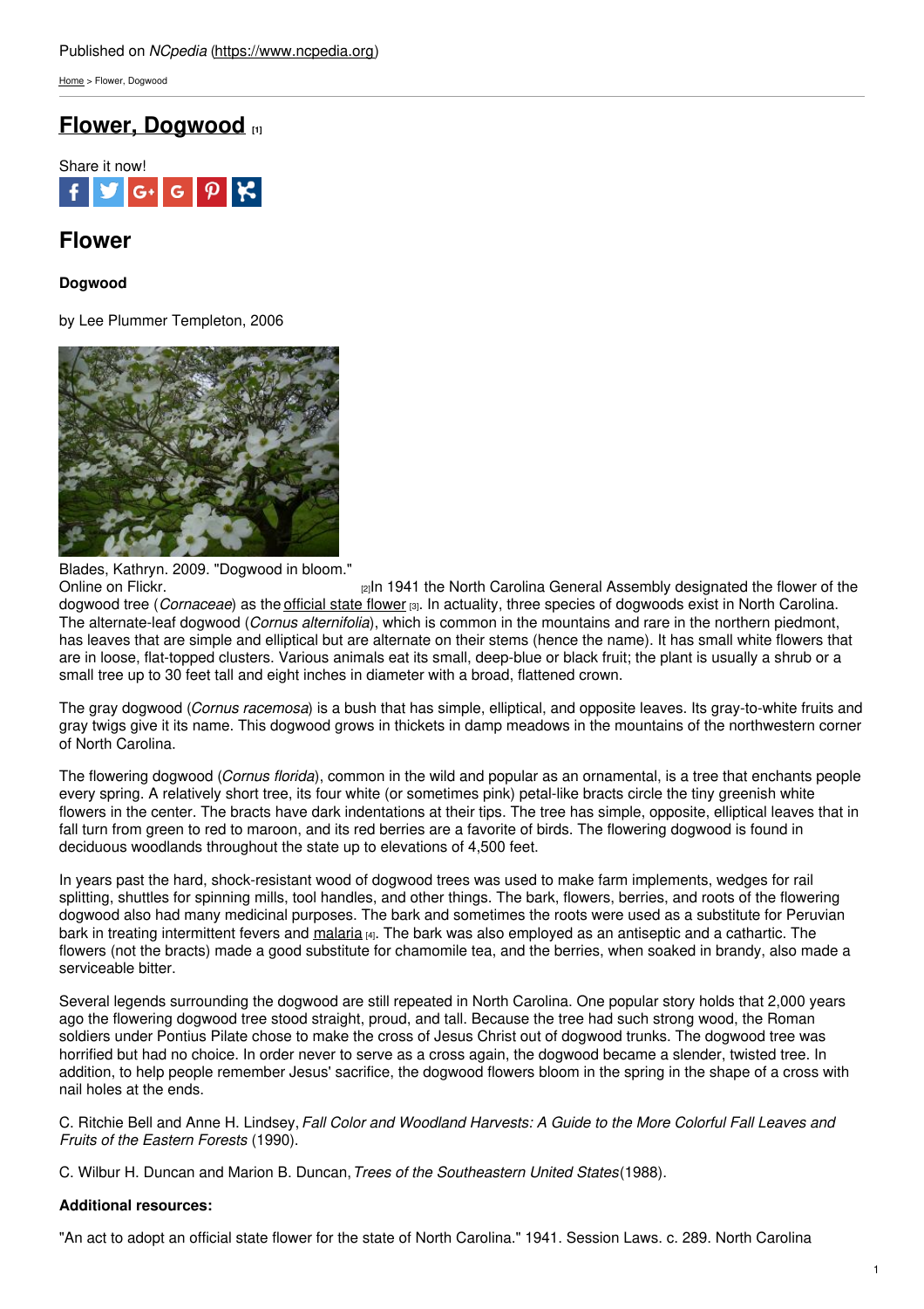Published on *NCpedia* (https://www.ncpedia.org)

Home > Flower, Dogwood

# Flower, Dogwood [1]

Share it now!

## Flower

**Dogwood**

by Lee Plummer Templeton, 2006

Blades, Kathryn. 2009. "Dogwood in bloom." Online on Flickr. [2]

In 1941 the North Carolina General Assembly designated the flower of the dogwood tree (*Cornaceae*) as the official state flower [3]. In actuality, three species of dogwoods exist in North Carolina. The alternate-leaf dogwood (*Cornus alternifolia*), which is common in the mountains and rare in the northern piedmont, has leaves that are simple and elliptical but are alternate on their stems (hence the name). It has small white flowers that are in loose, flat-topped clusters. Various animals eat its small, deep-blue or black fruit; the plant is usually a shrub or a small tree up to 30 feet tall and eight inches in diameter with a broad, flattened crown.

The gray dogwood (*Cornus racemosa*) is a bush that has simple, elliptical, and opposite leaves. Its gray-to-white fruits and gray twigs give it its name. This dogwood grows in thickets in damp meadows in the mountains of the northwestern corner of North Carolina.

The flowering dogwood (*Cornus florida*), common in the wild and popular as an ornamental, is a tree that enchants people every spring. A relatively short tree, its four white (or sometimes pink) petal-like bracts circle the tiny greenish white flowers in the center. The bracts have dark indentations at their tips. The tree has simple, opposite, elliptical leaves that in fall turn from green to red to maroon, and its red berries are a favorite of birds. The flowering dogwood is found in deciduous woodlands throughout the state up to elevations of 4,500 feet.

In years past the hard, shock-resistant wood of dogwood trees was used to make farm implements, wedges for rail splitting, shuttles for spinning mills, tool handles, and other things. The bark, flowers, berries, and roots of the flowering dogwood also had many medicinal purposes. The bark and sometimes the roots were used as a substitute for Peruvian bark in treating intermittent fevers and malaria [4]. The bark was also employed as an antiseptic and a cathartic. The flowers (not the bracts) made a good substitute for chamomile tea, and the berries, when soaked in brandy, also made a serviceable bitter.

Several legends surrounding the dogwood are still repeated in North Carolina. One popular story holds that 2,000 years ago the flowering dogwood tree stood straight, proud, and tall. Because the tree had such strong wood, the Roman soldiers under Pontius Pilate chose to make the cross of Jesus Christ out of dogwood trunks. The dogwood tree was horrified but had no choice. In order never to serve as a cross again, the dogwood became a slender, twisted tree. In addition, to help people remember Jesus' sacrifice, the dogwood flowers bloom in the spring in the shape of a cross with nail holes at the ends.

C. Ritchie Bell and Anne H. Lindsey, *Fall Color and Woodland Harvests: A Guide to the More Colorful Fall Leaves and Fruits of the Eastern Forests* (1990).

C. Wilbur H. Duncan and Marion B. Duncan, *Trees of the Southeastern United States* (1988).

**Additional resources:**

"An act to adopt an official state flower for the state of North Carolina." 1941. Session Laws. c. 289. North Carolina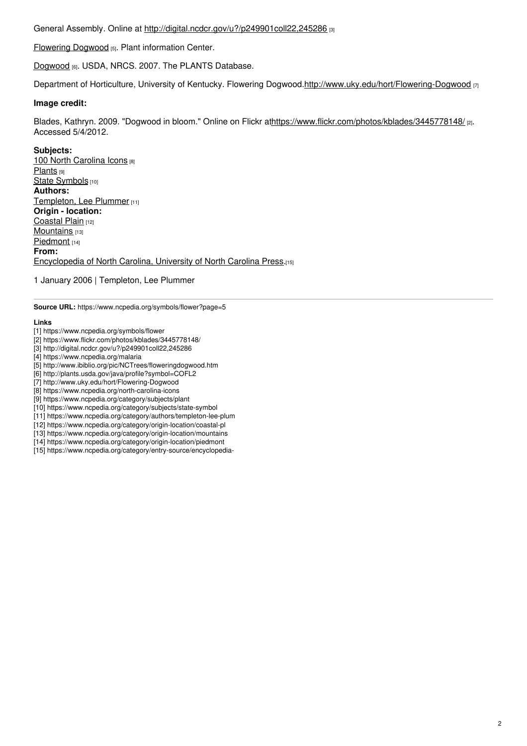General Assembly. Online at http://digital.ncdcr.gov/u?/p249901coll22,245286 [3]

Flowering Dogwood [5]. Plant information Center.

Dogwood [6]. USDA, NRCS. 2007. The PLANTS Database.

Department of Horticulture, University of Kentucky. Flowering Dogwood.http://www.uky.edu/hort/Flowering-Dogwood [7]

**Image credit:**

Blades, Kathryn. 2009. "Dogwood in bloom." Online on Flickr athttps://www.flickr.com/photos/kblades/3445778148/ [2]. Accessed 5/4/2012.

**Subjects:**
100 North Carolina Icons [8]
Plants [9]
State Symbols [10]
**Authors:**
Templeton, Lee Plummer [11]
**Origin - location:**
Coastal Plain [12]
Mountains [13]
Piedmont [14]
**From:**
Encyclopedia of North Carolina, University of North Carolina Press.[15]

1 January 2006 | Templeton, Lee Plummer

---

**Source URL:** https://www.ncpedia.org/symbols/flower?page=5

**Links**
[1] https://www.ncpedia.org/symbols/flower
[2] https://www.flickr.com/photos/kblades/3445778148/
[3] http://digital.ncdcr.gov/u?/p249901coll22,245286
[4] https://www.ncpedia.org/malaria
[5] http://www.ibiblio.org/pic/NCTrees/floweringdogwood.htm
[6] http://plants.usda.gov/java/profile?symbol=COFL2
[7] http://www.uky.edu/hort/Flowering-Dogwood
[8] https://www.ncpedia.org/north-carolina-icons
[9] https://www.ncpedia.org/category/subjects/plant
[10] https://www.ncpedia.org/category/subjects/state-symbol
[11] https://www.ncpedia.org/category/authors/templeton-lee-plum
[12] https://www.ncpedia.org/category/origin-location/coastal-pl
[13] https://www.ncpedia.org/category/origin-location/mountains
[14] https://www.ncpedia.org/category/origin-location/piedmont
[15] https://www.ncpedia.org/category/entry-source/encyclopedia-